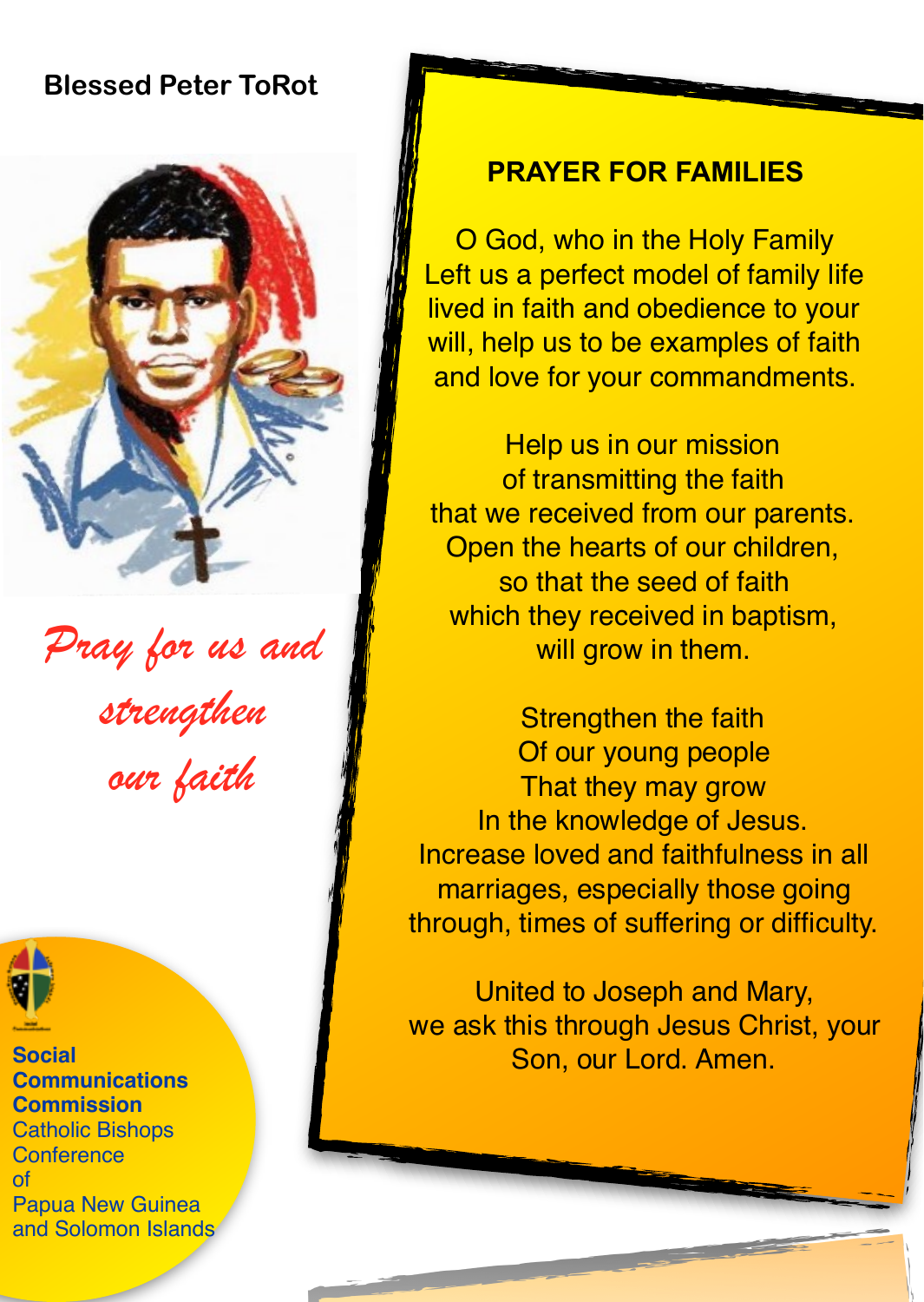**Blessed Peter ToRot**

*Pray for us and strengthen our faith*

**Social Communications Commission**
Catholic Bishops Conference of Papua New Guinea and Solomon Islands

## PRAYER FOR FAMILIES

O God, who in the Holy Family
Left us a perfect model of family life
lived in faith and obedience to your
will, help us to be examples of faith
and love for your commandments.

Help us in our mission
of transmitting the faith
that we received from our parents.
Open the hearts of our children,
so that the seed of faith
which they received in baptism,
will grow in them.

Strengthen the faith
Of our young people
That they may grow
In the knowledge of Jesus.
Increase loved and faithfulness in all
marriages, especially those going
through, times of suffering or difficulty.

United to Joseph and Mary,
we ask this through Jesus Christ, your
Son, our Lord. Amen.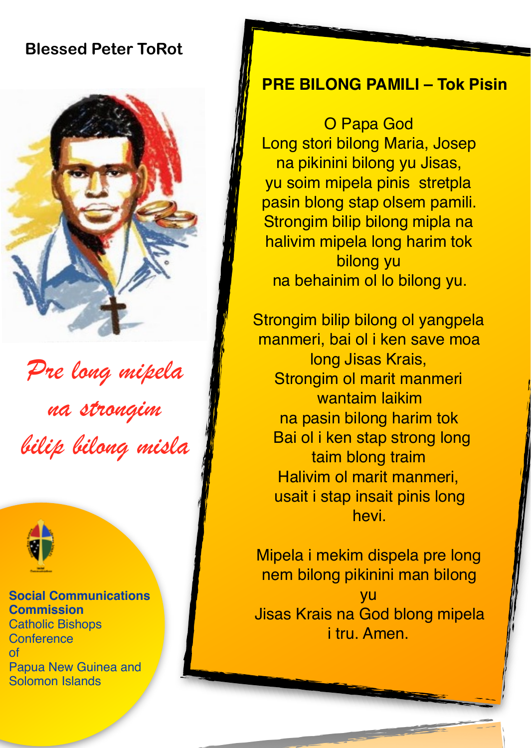**Blessed Peter ToRot**

*Pre long mipela na strongim bilip bilong misla*

**Social Communications Commission**
Catholic Bishops Conference of Papua New Guinea and Solomon Islands

## PRE BILONG PAMILI – Tok Pisin

O Papa God
Long stori bilong Maria, Josep na pikinini bilong yu Jisas, yu soim mipela pinis stretpla pasin blong stap olsem pamili. Strongim bilip bilong mipla na halivim mipela long harim tok bilong yu
na behainim ol lo bilong yu.

Strongim bilip bilong ol yangpela manmeri, bai ol i ken save moa long Jisas Krais,
Strongim ol marit manmeri wantaim laikim
na pasin bilong harim tok
Bai ol i ken stap strong long taim blong traim
Halivim ol marit manmeri, usait i stap insait pinis long hevi.

Mipela i mekim dispela pre long nem bilong pikinini man bilong yu
Jisas Krais na God blong mipela i tru. Amen.